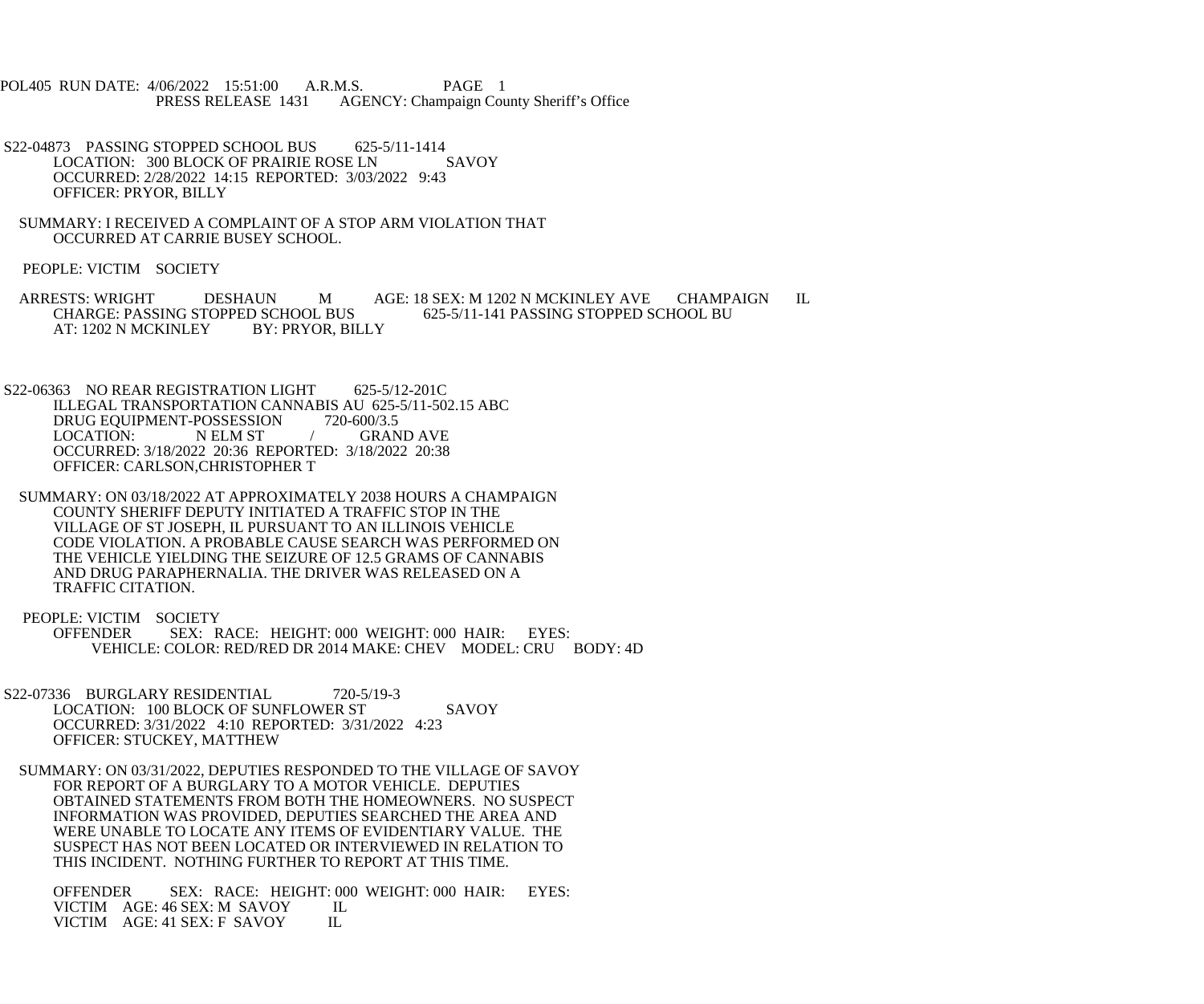POL405 RUN DATE: 4/06/2022 15:51:00 A.R.M.S. PAGE 1
PRESS RELEASE 1431 AGENCY: Champaign County Sheriff's Office

S22-04873 PASSING STOPPED SCHOOL BUS 625-5/11-1414
LOCATION: 300 BLOCK OF PRAIRIE ROSE LN SAVOY
OCCURRED: 2/28/2022 14:15 REPORTED: 3/03/2022 9:43
OFFICER: PRYOR, BILLY

SUMMARY: I RECEIVED A COMPLAINT OF A STOP ARM VIOLATION THAT OCCURRED AT CARRIE BUSEY SCHOOL.

PEOPLE: VICTIM SOCIETY

ARRESTS: WRIGHT DESHAUN M AGE: 18 SEX: M 1202 N MCKINLEY AVE CHAMPAIGN IL
CHARGE: PASSING STOPPED SCHOOL BUS 625-5/11-141 PASSING STOPPED SCHOOL BU
AT: 1202 N MCKINLEY BY: PRYOR, BILLY

S22-06363 NO REAR REGISTRATION LIGHT 625-5/12-201C
ILLEGAL TRANSPORTATION CANNABIS AU 625-5/11-502.15 ABC
DRUG EQUIPMENT-POSSESSION 720-600/3.5
LOCATION: N ELM ST / GRAND AVE
OCCURRED: 3/18/2022 20:36 REPORTED: 3/18/2022 20:38
OFFICER: CARLSON,CHRISTOPHER T

SUMMARY: ON 03/18/2022 AT APPROXIMATELY 2038 HOURS A CHAMPAIGN COUNTY SHERIFF DEPUTY INITIATED A TRAFFIC STOP IN THE VILLAGE OF ST JOSEPH, IL PURSUANT TO AN ILLINOIS VEHICLE CODE VIOLATION. A PROBABLE CAUSE SEARCH WAS PERFORMED ON THE VEHICLE YIELDING THE SEIZURE OF 12.5 GRAMS OF CANNABIS AND DRUG PARAPHERNALIA. THE DRIVER WAS RELEASED ON A TRAFFIC CITATION.

PEOPLE: VICTIM SOCIETY
OFFENDER SEX: RACE: HEIGHT: 000 WEIGHT: 000 HAIR: EYES:
VEHICLE: COLOR: RED/RED DR 2014 MAKE: CHEV MODEL: CRU BODY: 4D

S22-07336 BURGLARY RESIDENTIAL 720-5/19-3
LOCATION: 100 BLOCK OF SUNFLOWER ST SAVOY
OCCURRED: 3/31/2022 4:10 REPORTED: 3/31/2022 4:23
OFFICER: STUCKEY, MATTHEW

SUMMARY: ON 03/31/2022, DEPUTIES RESPONDED TO THE VILLAGE OF SAVOY FOR REPORT OF A BURGLARY TO A MOTOR VEHICLE. DEPUTIES OBTAINED STATEMENTS FROM BOTH THE HOMEOWNERS. NO SUSPECT INFORMATION WAS PROVIDED, DEPUTIES SEARCHED THE AREA AND WERE UNABLE TO LOCATE ANY ITEMS OF EVIDENTIARY VALUE. THE SUSPECT HAS NOT BEEN LOCATED OR INTERVIEWED IN RELATION TO THIS INCIDENT. NOTHING FURTHER TO REPORT AT THIS TIME.

OFFENDER SEX: RACE: HEIGHT: 000 WEIGHT: 000 HAIR: EYES:
VICTIM AGE: 46 SEX: M SAVOY IL
VICTIM AGE: 41 SEX: F SAVOY IL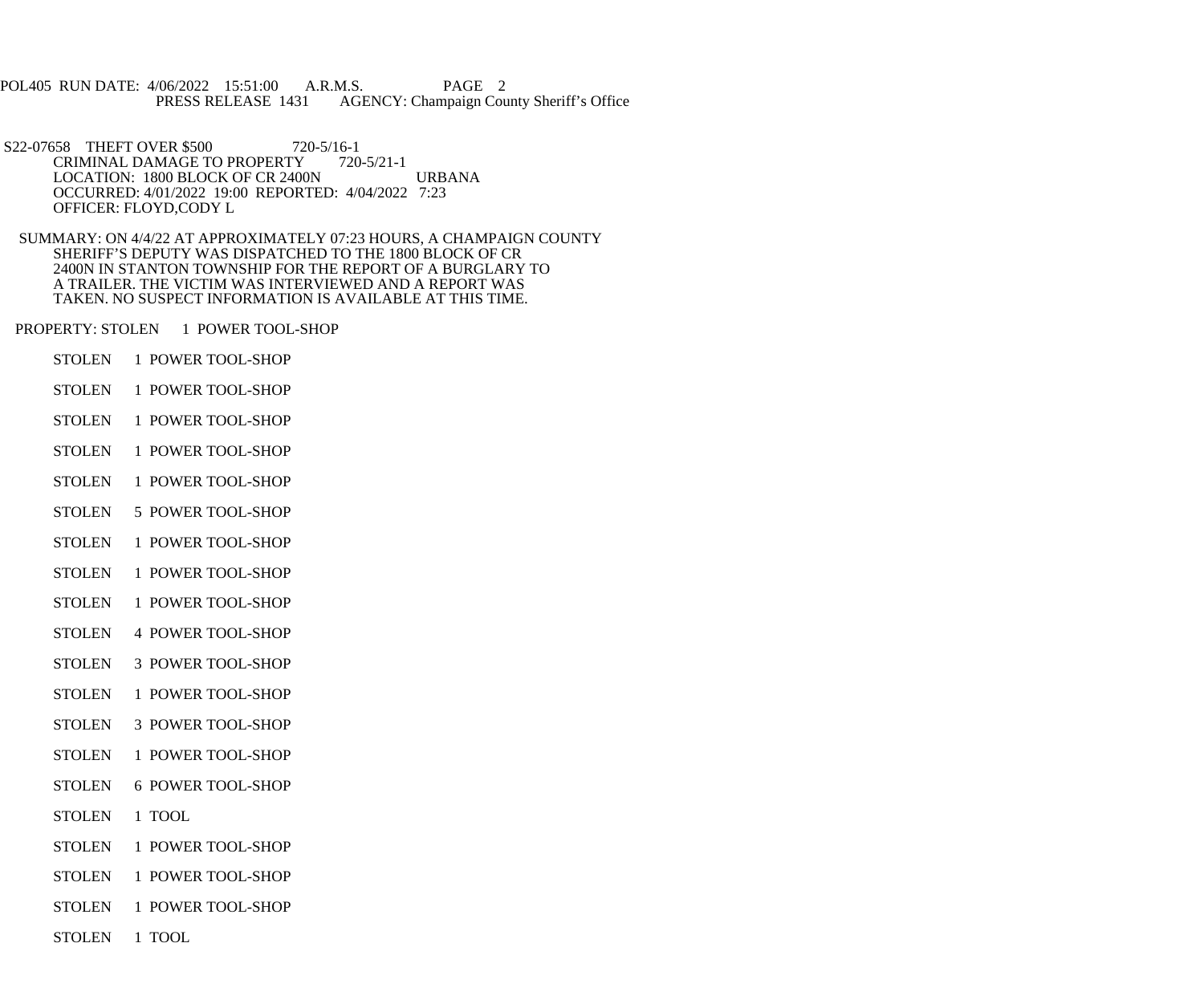S22-07658 THEFT OVER $500 720-5/16-1
CRIMINAL DAMAGE TO PROPERTY 720-5/21-1
LOCATION: 1800 BLOCK OF CR 2400N URBANA
OCCURRED: 4/01/2022 19:00 REPORTED: 4/04/2022 7:23
OFFICER: FLOYD,CODY L

SUMMARY: ON 4/4/22 AT APPROXIMATELY 07:23 HOURS, A CHAMPAIGN COUNTY SHERIFF'S DEPUTY WAS DISPATCHED TO THE 1800 BLOCK OF CR 2400N IN STANTON TOWNSHIP FOR THE REPORT OF A BURGLARY TO A TRAILER. THE VICTIM WAS INTERVIEWED AND A REPORT WAS TAKEN. NO SUSPECT INFORMATION IS AVAILABLE AT THIS TIME.

PROPERTY: STOLEN 1 POWER TOOL-SHOP

STOLEN 1 POWER TOOL-SHOP

STOLEN 1 POWER TOOL-SHOP

STOLEN 1 POWER TOOL-SHOP

STOLEN 1 POWER TOOL-SHOP

STOLEN 1 POWER TOOL-SHOP

STOLEN 5 POWER TOOL-SHOP

STOLEN 1 POWER TOOL-SHOP

STOLEN 1 POWER TOOL-SHOP

STOLEN 1 POWER TOOL-SHOP

STOLEN 4 POWER TOOL-SHOP

STOLEN 3 POWER TOOL-SHOP

STOLEN 1 POWER TOOL-SHOP

STOLEN 3 POWER TOOL-SHOP

STOLEN 1 POWER TOOL-SHOP

STOLEN 6 POWER TOOL-SHOP

STOLEN 1 TOOL

STOLEN 1 POWER TOOL-SHOP

STOLEN 1 POWER TOOL-SHOP

STOLEN 1 POWER TOOL-SHOP

STOLEN 1 TOOL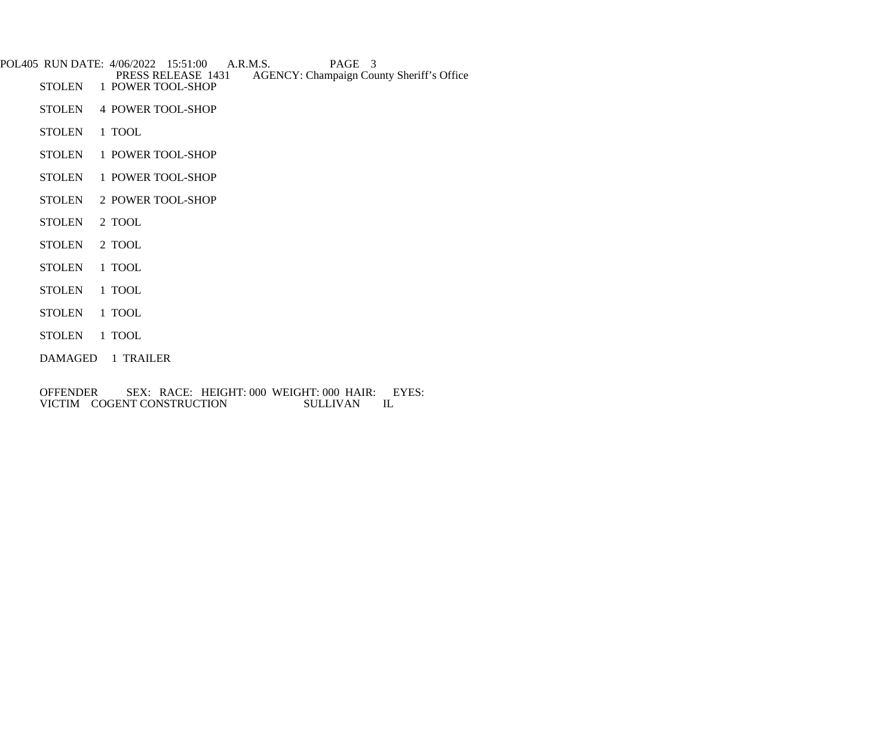STOLEN 1 POWER TOOL-SHOP

STOLEN 4 POWER TOOL-SHOP

STOLEN 1 TOOL

STOLEN 1 POWER TOOL-SHOP

STOLEN 1 POWER TOOL-SHOP

STOLEN 2 POWER TOOL-SHOP

STOLEN 2 TOOL

STOLEN 2 TOOL

STOLEN 1 TOOL

STOLEN 1 TOOL

STOLEN 1 TOOL

STOLEN 1 TOOL

DAMAGED 1 TRAILER

OFFENDER SEX: RACE: HEIGHT: 000 WEIGHT: 000 HAIR: EYES:
VICTIM COGENT CONSTRUCTION SULLIVAN IL